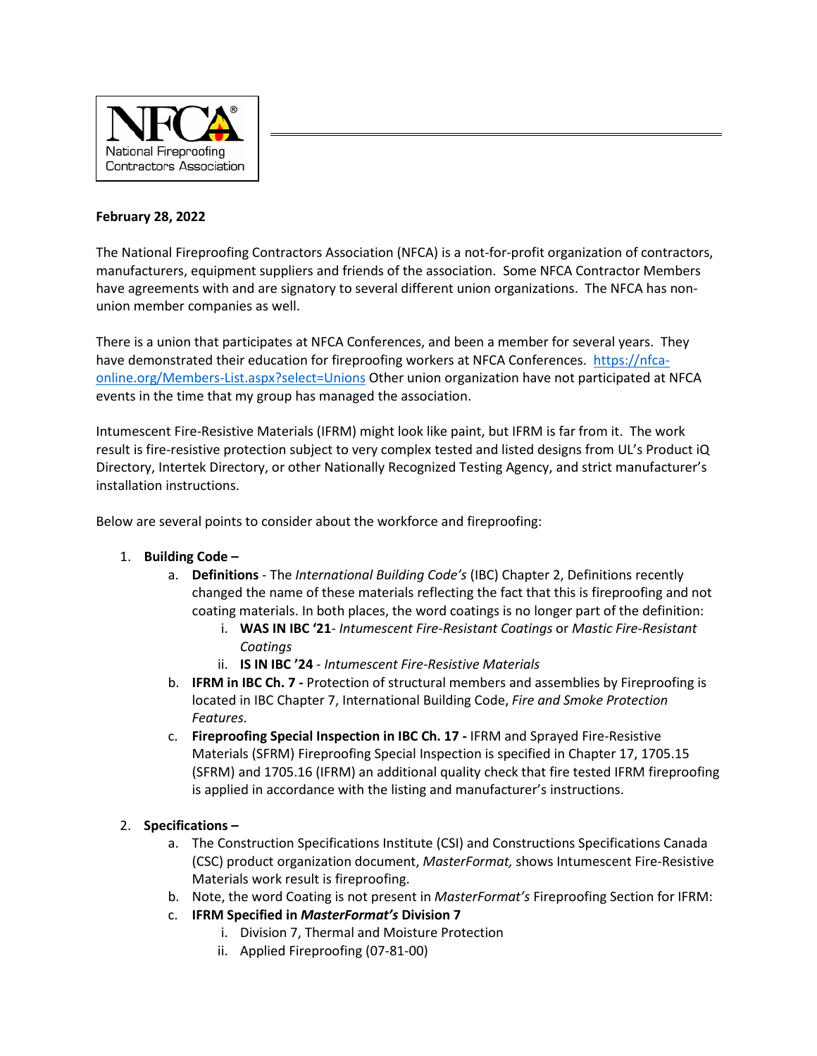National Fireproofing Contractors Association

**February 28, 2022**

The National Fireproofing Contractors Association (NFCA) is a not-for-profit organization of contractors, manufacturers, equipment suppliers and friends of the association. Some NFCA Contractor Members have agreements with and are signatory to several different union organizations. The NFCA has non-union member companies as well.

There is a union that participates at NFCA Conferences, and been a member for several years. They have demonstrated their education for fireproofing workers at NFCA Conferences. [https://nfca-online.org/Members-List.aspx?select=Unions](https://nfca-online.org/Members-List.aspx?select=Unions) Other union organization have not participated at NFCA events in the time that my group has managed the association.

Intumescent Fire-Resistive Materials (IFRM) might look like paint, but IFRM is far from it. The work result is fire-resistive protection subject to very complex tested and listed designs from UL's Product iQ Directory, Intertek Directory, or other Nationally Recognized Testing Agency, and strict manufacturer's installation instructions.

Below are several points to consider about the workforce and fireproofing:

1. **Building Code –**
   a. **Definitions** - The *International Building Code's* (IBC) Chapter 2, Definitions recently changed the name of these materials reflecting the fact that this is fireproofing and not coating materials. In both places, the word coatings is no longer part of the definition:
      i. **WAS IN IBC '21**- *Intumescent Fire-Resistant Coatings* or *Mastic Fire-Resistant Coatings*
      ii. **IS IN IBC '24** - *Intumescent Fire-Resistive Materials*
   b. **IFRM in IBC Ch. 7 -** Protection of structural members and assemblies by Fireproofing is located in IBC Chapter 7, International Building Code, *Fire and Smoke Protection Features.*
   c. **Fireproofing Special Inspection in IBC Ch. 17 -** IFRM and Sprayed Fire-Resistive Materials (SFRM) Fireproofing Special Inspection is specified in Chapter 17, 1705.15 (SFRM) and 1705.16 (IFRM) an additional quality check that fire tested IFRM fireproofing is applied in accordance with the listing and manufacturer's instructions.

2. **Specifications –**
   a. The Construction Specifications Institute (CSI) and Constructions Specifications Canada (CSC) product organization document, *MasterFormat,* shows Intumescent Fire-Resistive Materials work result is fireproofing.
   b. Note, the word Coating is not present in *MasterFormat's* Fireproofing Section for IFRM:
   c. **IFRM Specified in *MasterFormat's* Division 7**
      i. Division 7, Thermal and Moisture Protection
      ii. Applied Fireproofing (07-81-00)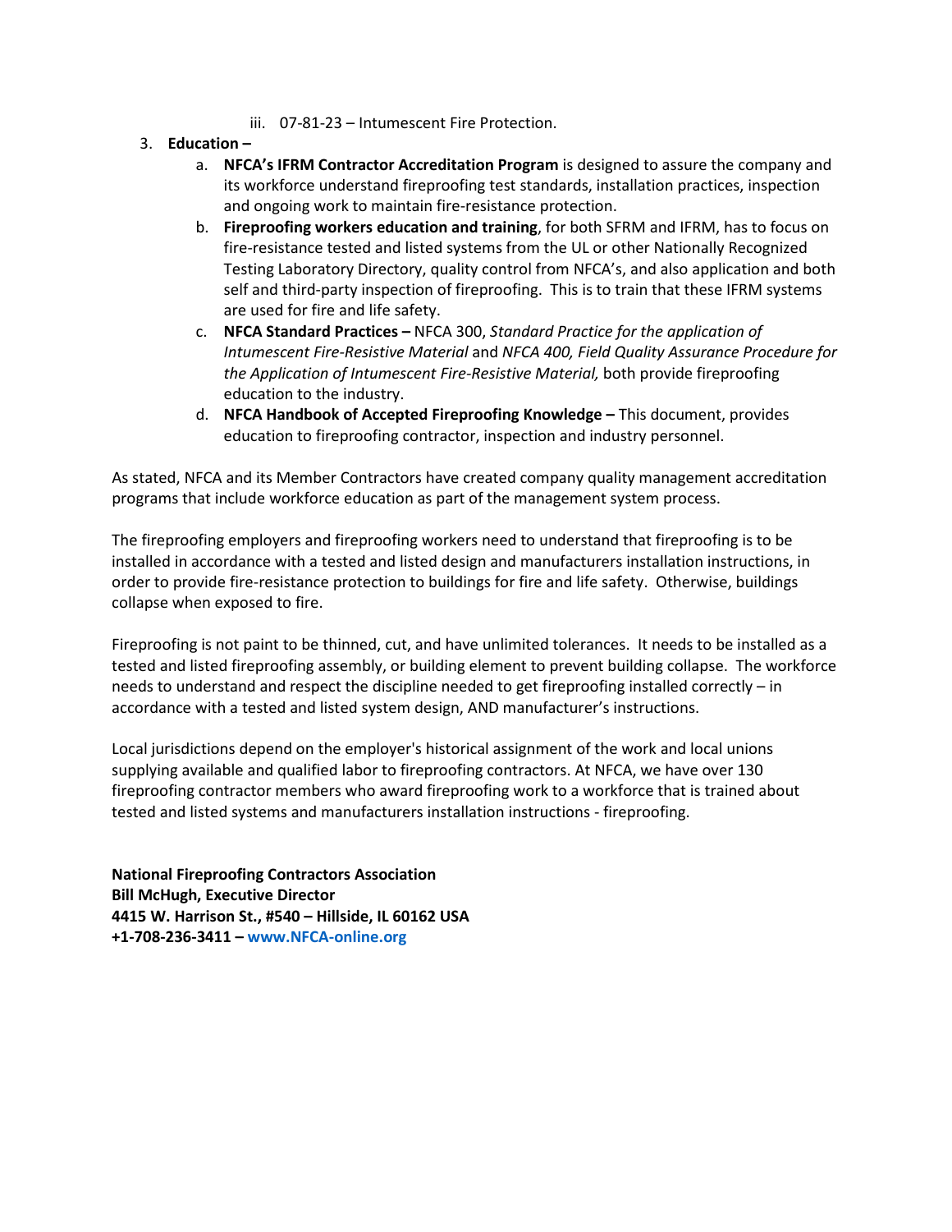iii. 07-81-23 – Intumescent Fire Protection.

3. **Education –**
   a. **NFCA's IFRM Contractor Accreditation Program** is designed to assure the company and its workforce understand fireproofing test standards, installation practices, inspection and ongoing work to maintain fire-resistance protection.
   b. **Fireproofing workers education and training**, for both SFRM and IFRM, has to focus on fire-resistance tested and listed systems from the UL or other Nationally Recognized Testing Laboratory Directory, quality control from NFCA's, and also application and both self and third-party inspection of fireproofing. This is to train that these IFRM systems are used for fire and life safety.
   c. **NFCA Standard Practices –** NFCA 300, *Standard Practice for the application of Intumescent Fire-Resistive Material* and *NFCA 400, Field Quality Assurance Procedure for the Application of Intumescent Fire-Resistive Material,* both provide fireproofing education to the industry.
   d. **NFCA Handbook of Accepted Fireproofing Knowledge –** This document, provides education to fireproofing contractor, inspection and industry personnel.

As stated, NFCA and its Member Contractors have created company quality management accreditation programs that include workforce education as part of the management system process.

The fireproofing employers and fireproofing workers need to understand that fireproofing is to be installed in accordance with a tested and listed design and manufacturers installation instructions, in order to provide fire-resistance protection to buildings for fire and life safety. Otherwise, buildings collapse when exposed to fire.

Fireproofing is not paint to be thinned, cut, and have unlimited tolerances. It needs to be installed as a tested and listed fireproofing assembly, or building element to prevent building collapse. The workforce needs to understand and respect the discipline needed to get fireproofing installed correctly – in accordance with a tested and listed system design, AND manufacturer's instructions.

Local jurisdictions depend on the employer's historical assignment of the work and local unions supplying available and qualified labor to fireproofing contractors. At NFCA, we have over 130 fireproofing contractor members who award fireproofing work to a workforce that is trained about tested and listed systems and manufacturers installation instructions - fireproofing.

**National Fireproofing Contractors Association**
**Bill McHugh, Executive Director**
**4415 W. Harrison St., #540 – Hillside, IL 60162 USA**
**+1-708-236-3411 – www.NFCA-online.org**